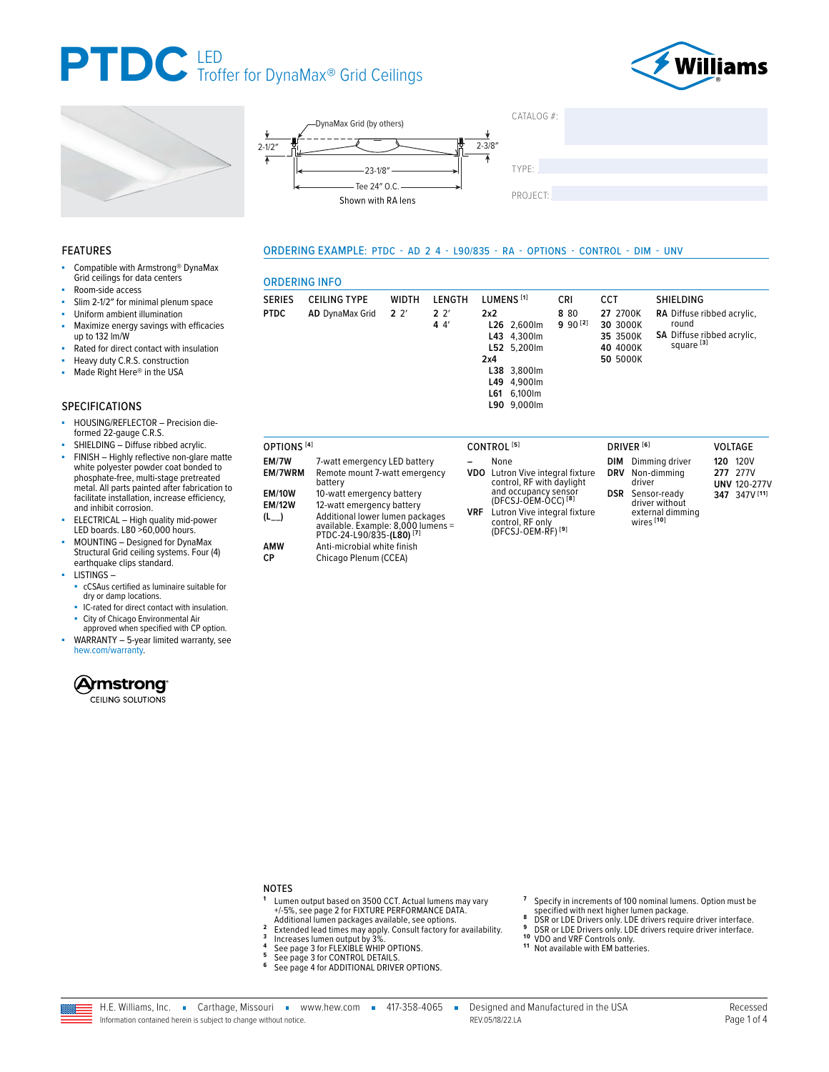# PTDC LED Troffer for DynaMax® Grid Ceilings

DynaMax Grid (by others)
2-1/2"
2-3/8"
23-1/8"
Tee 24" O.C.
Shown with RA lens

CATALOG #:

TYPE:

PROJECT:

## FEATURES

- Compatible with Armstrong® DynaMax Grid ceilings for data centers
- Room-side access
- Slim 2-1/2" for minimal plenum space
- Uniform ambient illumination
- Maximize energy savings with efficacies up to 132 lm/W
- Rated for direct contact with insulation
- Heavy duty C.R.S. construction
- Made Right Here® in the USA

## SPECIFICATIONS

- HOUSING/REFLECTOR – Precision die-formed 22-gauge C.R.S.
- SHIELDING – Diffuse ribbed acrylic.
- FINISH – Highly reflective non-glare matte white polyester powder coat bonded to phosphate-free, multi-stage pretreated metal. All parts painted after fabrication to facilitate installation, increase efficiency, and inhibit corrosion.
- ELECTRICAL – High quality mid-power LED boards. L80 >60,000 hours.
- MOUNTING – Designed for DynaMax Structural Grid ceiling systems. Four (4) earthquake clips standard.
- LISTINGS –
  - cCSAus certified as luminaire suitable for dry or damp locations.
  - IC-rated for direct contact with insulation.
  - City of Chicago Environmental Air approved when specified with CP option.
- WARRANTY – 5-year limited warranty, see hew.com/warranty.

Armstrong CEILING SOLUTIONS

## ORDERING EXAMPLE: PTDC - AD 2 4 - L90/835 - RA - OPTIONS - CONTROL - DIM - UNV

## ORDERING INFO

| SERIES | CEILING TYPE | WIDTH | LENGTH | LUMENS [1] | CRI | CCT | SHIELDING |
|---|---|---|---|---|---|---|---|
| **PTDC** | **AD** DynaMax Grid | **2** 2' | **2** 2'<br>**4** 4' | **2x2**<br>**L26** 2,600lm<br>**L43** 4,300lm<br>**L52** 5,200lm<br>**2x4**<br>**L38** 3,800lm<br>**L49** 4,900lm<br>**L61** 6,100lm<br>**L90** 9,000lm | **8** 80<br>**9** 90 [2] | **27** 2700K<br>**30** 3000K<br>**35** 3500K<br>**40** 4000K<br>**50** 5000K | **RA** Diffuse ribbed acrylic, round<br>**SA** Diffuse ribbed acrylic, square [3] |

| OPTIONS [4] | | CONTROL [5] | | DRIVER [6] | | VOLTAGE | |
|---|---|---|---|---|---|---|---|
| **EM/7W** | 7-watt emergency LED battery | **–** | None | **DIM** | Dimming driver | **120** | 120V |
| **EM/7WRM** | Remote mount 7-watt emergency battery | **VDO** | Lutron Vive integral fixture control, RF with daylight and occupancy sensor (DFCSJ-OEM-OCC) [8] | **DRV** | Non-dimming driver | **277** | 277V |
| **EM/10W** | 10-watt emergency battery | **VRF** | Lutron Vive integral fixture control, RF only (DFCSJ-OEM-RF) [9] | **DSR** | Sensor-ready driver without external dimming wires [10] | **UNV** | 120-277V |
| **EM/12W** | 12-watt emergency battery | | | | | **347** | 347V [11] |
| **(L__)** | Additional lower lumen packages available. Example: 8,000 lumens = PTDC-24-L90/835-**(L80)** [7] | | | | | | |
| **AMW** | Anti-microbial white finish | | | | | | |
| **CP** | Chicago Plenum (CCEA) | | | | | | |

## NOTES

1. Lumen output based on 3500 CCT. Actual lumens may vary +/-5%, see page 2 for FIXTURE PERFORMANCE DATA. Additional lumen packages available, see options.
2. Extended lead times may apply. Consult factory for availability.
3. Increases lumen output by 3%.
4. See page 3 for FLEXIBLE WHIP OPTIONS.
5. See page 3 for CONTROL DETAILS.
6. See page 4 for ADDITIONAL DRIVER OPTIONS.
7. Specify in increments of 100 nominal lumens. Option must be specified with next higher lumen package.
8. DSR or LDE Drivers only. LDE drivers require driver interface.
9. DSR or LDE Drivers only. LDE drivers require driver interface.
10. VDO and VRF Controls only.
11. Not available with EM batteries.

H.E. Williams, Inc. ▪ Carthage, Missouri ▪ www.hew.com ▪ 417-358-4065 ▪ Designed and Manufactured in the USA
Information contained herein is subject to change without notice. REV.05/18/22.LA
Recessed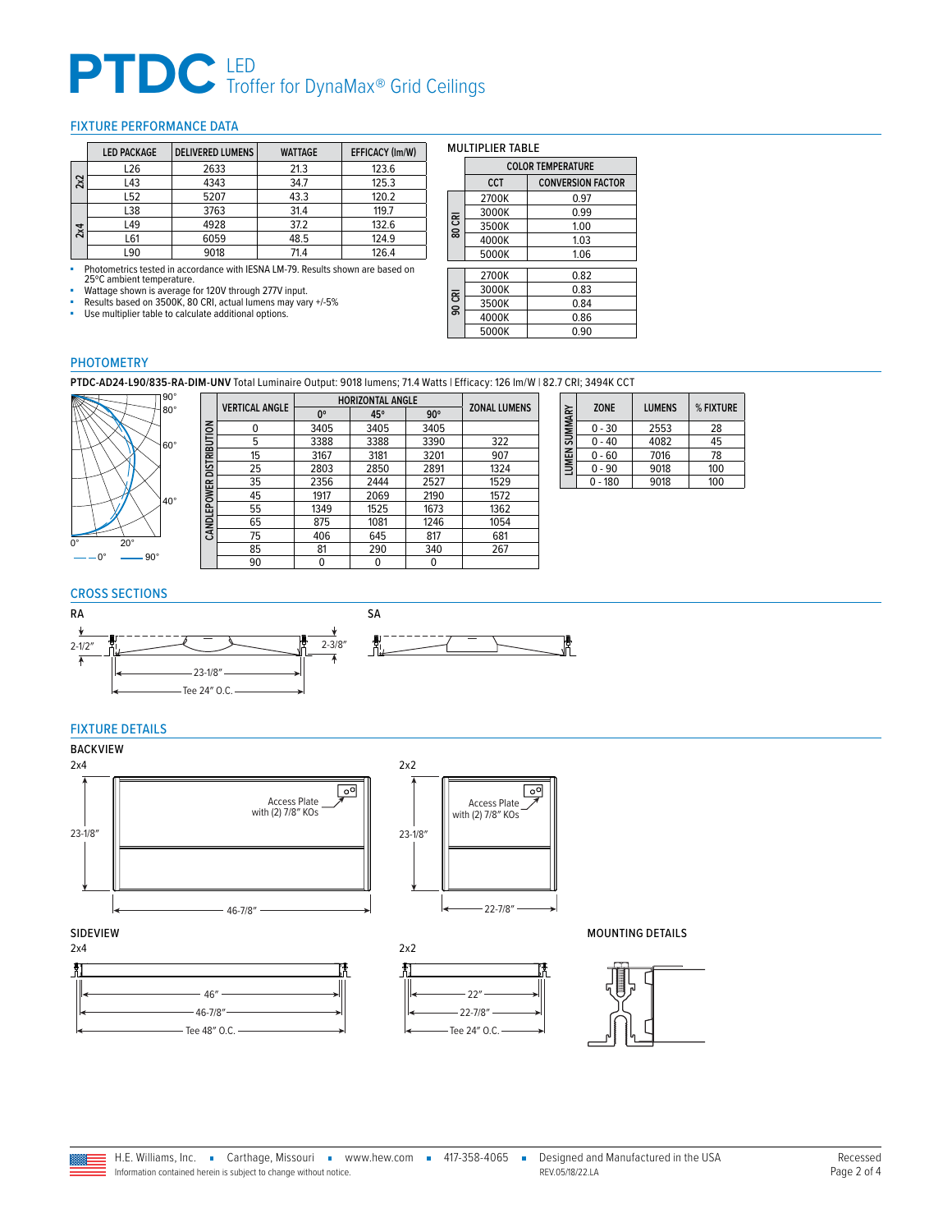# PTDC LED Troffer for DynaMax® Grid Ceilings

## FIXTURE PERFORMANCE DATA

| | LED PACKAGE | DELIVERED LUMENS | WATTAGE | EFFICACY (lm/W) |
|---|---|---|---|---|
| 2x2 | L26 | 2633 | 21.3 | 123.6 |
| | L43 | 4343 | 34.7 | 125.3 |
| | L52 | 5207 | 43.3 | 120.2 |
| 2x4 | L38 | 3763 | 31.4 | 119.7 |
| | L49 | 4928 | 37.2 | 132.6 |
| | L61 | 6059 | 48.5 | 124.9 |
| | L90 | 9018 | 71.4 | 126.4 |

- Photometrics tested in accordance with IESNA LM-79. Results shown are based on 25°C ambient temperature.
- Wattage shown is average for 120V through 277V input.
- Results based on 3500K, 80 CRI, actual lumens may vary +/-5%
- Use multiplier table to calculate additional options.

### MULTIPLIER TABLE

| | COLOR TEMPERATURE | |
|---|---|---|
| | CCT | CONVERSION FACTOR |
| 80 CRI | 2700K | 0.97 |
| | 3000K | 0.99 |
| | 3500K | 1.00 |
| | 4000K | 1.03 |
| | 5000K | 1.06 |
| 90 CRI | 2700K | 0.82 |
| | 3000K | 0.83 |
| | 3500K | 0.84 |
| | 4000K | 0.86 |
| | 5000K | 0.90 |

## PHOTOMETRY

**PTDC-AD24-L90/835-RA-DIM-UNV** Total Luminaire Output: 9018 lumens; 71.4 Watts | Efficacy: 126 lm/W | 82.7 CRI; 3494K CCT

90°
80°
60°
40°
0°
20°
— — 0°
—— 90°

| | VERTICAL ANGLE | HORIZONTAL ANGLE | | | ZONAL LUMENS |
|---|---|---|---|---|---|
| | | 0° | 45° | 90° | |
| CANDLEPOWER DISTRIBUTION | 0 | 3405 | 3405 | 3405 | |
| | 5 | 3388 | 3388 | 3390 | 322 |
| | 15 | 3167 | 3181 | 3201 | 907 |
| | 25 | 2803 | 2850 | 2891 | 1324 |
| | 35 | 2356 | 2444 | 2527 | 1529 |
| | 45 | 1917 | 2069 | 2190 | 1572 |
| | 55 | 1349 | 1525 | 1673 | 1362 |
| | 65 | 875 | 1081 | 1246 | 1054 |
| | 75 | 406 | 645 | 817 | 681 |
| | 85 | 81 | 290 | 340 | 267 |
| | 90 | 0 | 0 | 0 | |

| | ZONE | LUMENS | % FIXTURE |
|---|---|---|---|
| LUMEN SUMMARY | 0 - 30 | 2553 | 28 |
| | 0 - 40 | 4082 | 45 |
| | 0 - 60 | 7016 | 78 |
| | 0 - 90 | 9018 | 100 |
| | 0 - 180 | 9018 | 100 |

## CROSS SECTIONS

RA

2-1/2″
2-3/8″
23-1/8″
Tee 24″ O.C.

SA

## FIXTURE DETAILS

### BACKVIEW

2x4

Access Plate with (2) 7/8″ KOs
23-1/8″
46-7/8″

2x2

Access Plate with (2) 7/8″ KOs
23-1/8″
22-7/8″

### SIDEVIEW

2x4

46″
46-7/8″
Tee 48″ O.C.

2x2

22″
22-7/8″
Tee 24″ O.C.

### MOUNTING DETAILS

H.E. Williams, Inc. ▪ Carthage, Missouri ▪ www.hew.com ▪ 417-358-4065 ▪ Designed and Manufactured in the USA
Information contained herein is subject to change without notice. REV.05/18/22.LA
Recessed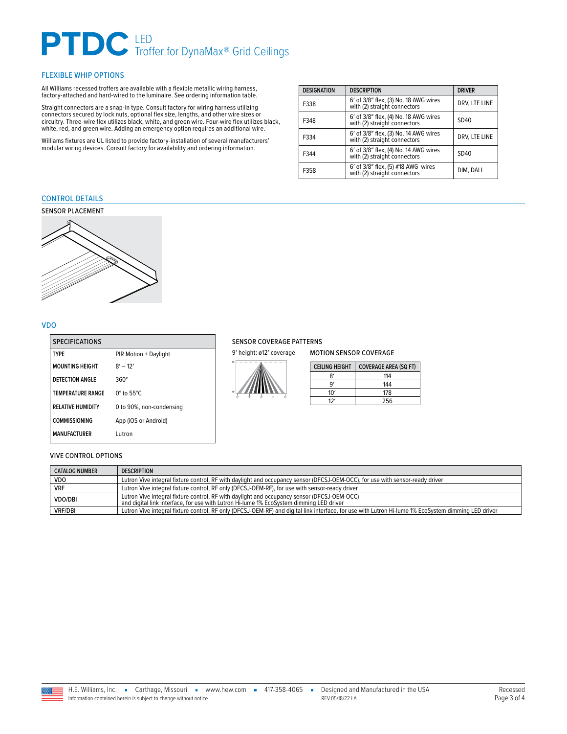# PTDC LED Troffer for DynaMax® Grid Ceilings

## FLEXIBLE WHIP OPTIONS

All Williams recessed troffers are available with a flexible metallic wiring harness, factory-attached and hard-wired to the luminaire. See ordering information table.

Straight connectors are a snap-in type. Consult factory for wiring harness utilizing connectors secured by lock nuts, optional flex size, lengths, and other wire sizes or circuitry. Three-wire flex utilizes black, white, and green wire. Four-wire flex utilizes black, white, red, and green wire. Adding an emergency option requires an additional wire.

Williams fixtures are UL listed to provide factory-installation of several manufacturers' modular wiring devices. Consult factory for availability and ordering information.

| DESIGNATION | DESCRIPTION | DRIVER |
|---|---|---|
| F338 | 6′ of 3/8″ flex, (3) No. 18 AWG wires with (2) straight connectors | DRV, LTE LINE |
| F348 | 6′ of 3/8″ flex, (4) No. 18 AWG wires with (2) straight connectors | SD40 |
| F334 | 6′ of 3/8″ flex, (3) No. 14 AWG wires with (2) straight connectors | DRV, LTE LINE |
| F344 | 6′ of 3/8″ flex, (4) No. 14 AWG wires with (2) straight connectors | SD40 |
| F358 | 6′ of 3/8″ flex, (5) #18 AWG wires with (2) straight connectors | DIM, DALI |

## CONTROL DETAILS

### SENSOR PLACEMENT

### VDO

| SPECIFICATIONS | |
|---|---|
| TYPE | PIR Motion + Daylight |
| MOUNTING HEIGHT | 8′ – 12′ |
| DETECTION ANGLE | 360° |
| TEMPERATURE RANGE | 0° to 55°C |
| RELATIVE HUMIDITY | 0 to 90%, non-condensing |
| COMMISSIONING | App (iOS or Android) |
| MANUFACTURER | Lutron |

### SENSOR COVERAGE PATTERNS

9′ height: ø12′ coverage

#### MOTION SENSOR COVERAGE

| CEILING HEIGHT | COVERAGE AREA (SQ FT) |
|---|---|
| 8′ | 114 |
| 9′ | 144 |
| 10′ | 178 |
| 12′ | 256 |

### VIVE CONTROL OPTIONS

| CATALOG NUMBER | DESCRIPTION |
|---|---|
| VDO | Lutron Vive integral fixture control, RF with daylight and occupancy sensor (DFCSJ-OEM-OCC), for use with sensor-ready driver |
| VRF | Lutron Vive integral fixture control, RF only (DFCSJ-OEM-RF), for use with sensor-ready driver |
| VDO/DBI | Lutron Vive integral fixture control, RF with daylight and occupancy sensor (DFCSJ-OEM-OCC) and digital link interface, for use with Lutron Hi-lume 1% EcoSystem dimming LED driver |
| VRF/DBI | Lutron Vive integral fixture control, RF only (DFCSJ-OEM-RF) and digital link interface, for use with Lutron Hi-lume 1% EcoSystem dimming LED driver |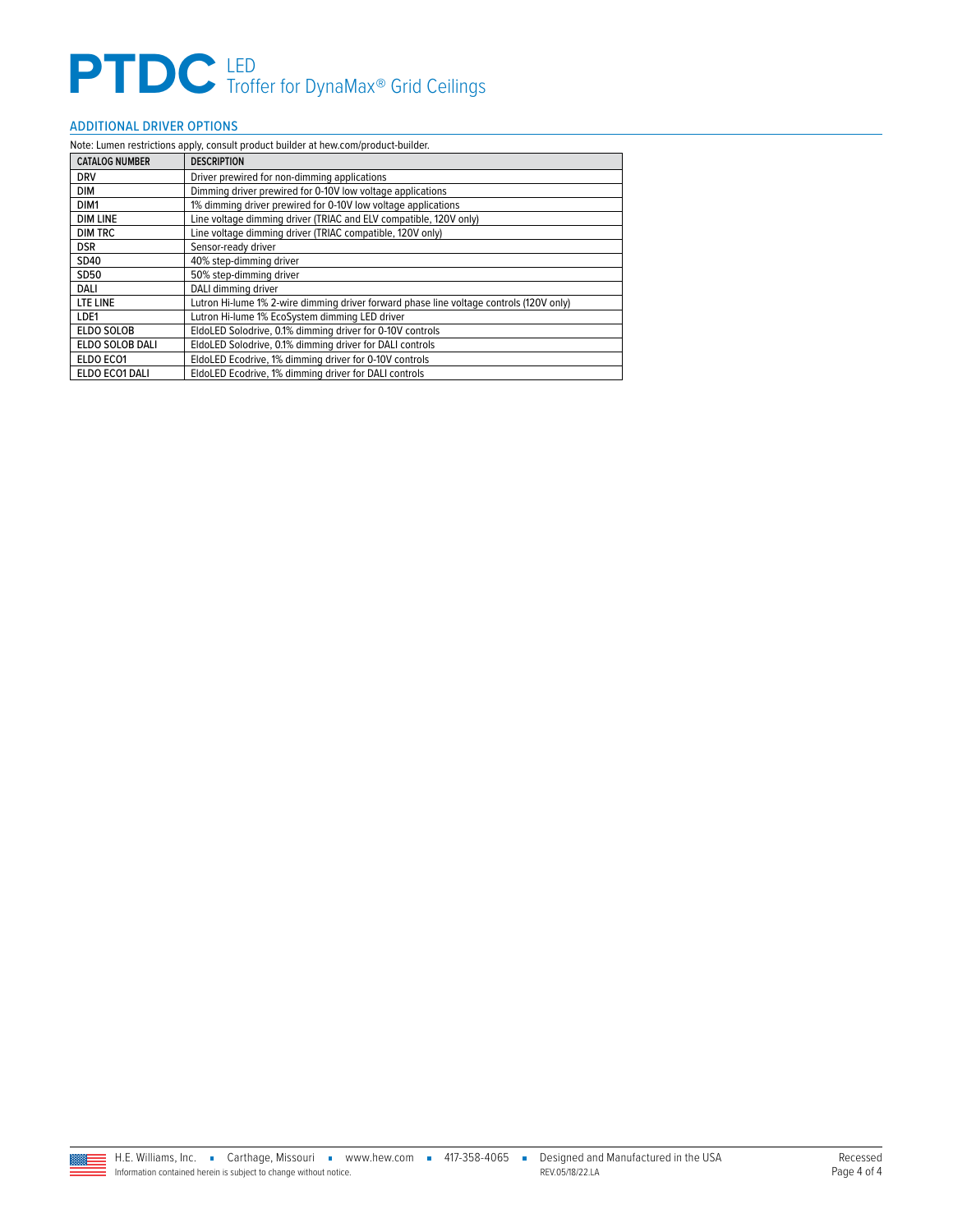# PTDC LED Troffer for DynaMax® Grid Ceilings

## ADDITIONAL DRIVER OPTIONS

Note: Lumen restrictions apply, consult product builder at hew.com/product-builder.

| CATALOG NUMBER | DESCRIPTION |
|---|---|
| DRV | Driver prewired for non-dimming applications |
| DIM | Dimming driver prewired for 0-10V low voltage applications |
| DIM1 | 1% dimming driver prewired for 0-10V low voltage applications |
| DIM LINE | Line voltage dimming driver (TRIAC and ELV compatible, 120V only) |
| DIM TRC | Line voltage dimming driver (TRIAC compatible, 120V only) |
| DSR | Sensor-ready driver |
| SD40 | 40% step-dimming driver |
| SD50 | 50% step-dimming driver |
| DALI | DALI dimming driver |
| LTE LINE | Lutron Hi-lume 1% 2-wire dimming driver forward phase line voltage controls (120V only) |
| LDE1 | Lutron Hi-lume 1% EcoSystem dimming LED driver |
| ELDO SOLOB | EldoLED Solodrive, 0.1% dimming driver for 0-10V controls |
| ELDO SOLOB DALI | EldoLED Solodrive, 0.1% dimming driver for DALI controls |
| ELDO ECO1 | EldoLED Ecodrive, 1% dimming driver for 0-10V controls |
| ELDO ECO1 DALI | EldoLED Ecodrive, 1% dimming driver for DALI controls |

H.E. Williams, Inc. ▪ Carthage, Missouri ▪ www.hew.com ▪ 417-358-4065 ▪ Designed and Manufactured in the USA

Information contained herein is subject to change without notice. REV.05/18/22.LA

Recessed